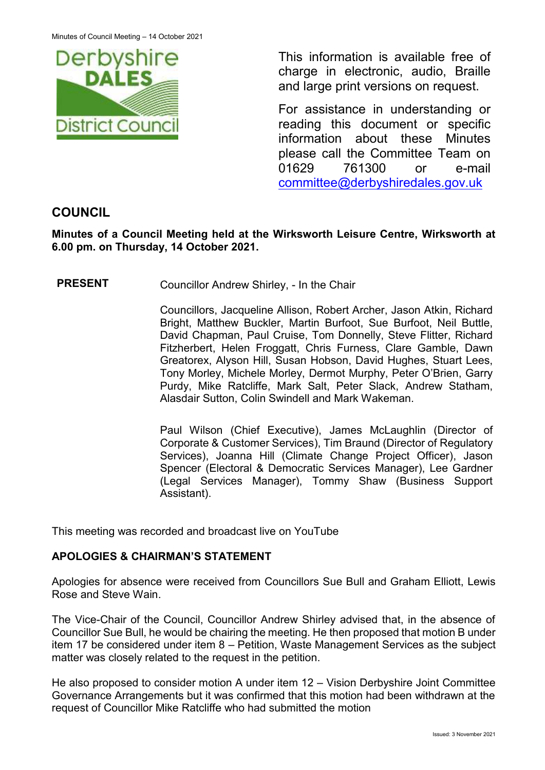This information is available free of charge in electronic, audio, Braille and large print versions on request.

For assistance in understanding or reading this document or specific information about these Minutes please call the Committee Team on 01629 761300 or e-mail committee@derbyshiredales.gov.uk

## COUNCIL

**Minutes of a Council Meeting held at the Wirksworth Leisure Centre, Wirksworth at 6.00 pm. on Thursday, 14 October 2021.**

**PRESENT** Councillor Andrew Shirley, - In the Chair

Councillors, Jacqueline Allison, Robert Archer, Jason Atkin, Richard Bright, Matthew Buckler, Martin Burfoot, Sue Burfoot, Neil Buttle, David Chapman, Paul Cruise, Tom Donnelly, Steve Flitter, Richard Fitzherbert, Helen Froggatt, Chris Furness, Clare Gamble, Dawn Greatorex, Alyson Hill, Susan Hobson, David Hughes, Stuart Lees, Tony Morley, Michele Morley, Dermot Murphy, Peter O'Brien, Garry Purdy, Mike Ratcliffe, Mark Salt, Peter Slack, Andrew Statham, Alasdair Sutton, Colin Swindell and Mark Wakeman.

Paul Wilson (Chief Executive), James McLaughlin (Director of Corporate & Customer Services), Tim Braund (Director of Regulatory Services), Joanna Hill (Climate Change Project Officer), Jason Spencer (Electoral & Democratic Services Manager), Lee Gardner (Legal Services Manager), Tommy Shaw (Business Support Assistant).

This meeting was recorded and broadcast live on YouTube

### APOLOGIES & CHAIRMAN'S STATEMENT

Apologies for absence were received from Councillors Sue Bull and Graham Elliott, Lewis Rose and Steve Wain.

The Vice-Chair of the Council, Councillor Andrew Shirley advised that, in the absence of Councillor Sue Bull, he would be chairing the meeting. He then proposed that motion B under item 17 be considered under item 8 – Petition, Waste Management Services as the subject matter was closely related to the request in the petition.

He also proposed to consider motion A under item 12 – Vision Derbyshire Joint Committee Governance Arrangements but it was confirmed that this motion had been withdrawn at the request of Councillor Mike Ratcliffe who had submitted the motion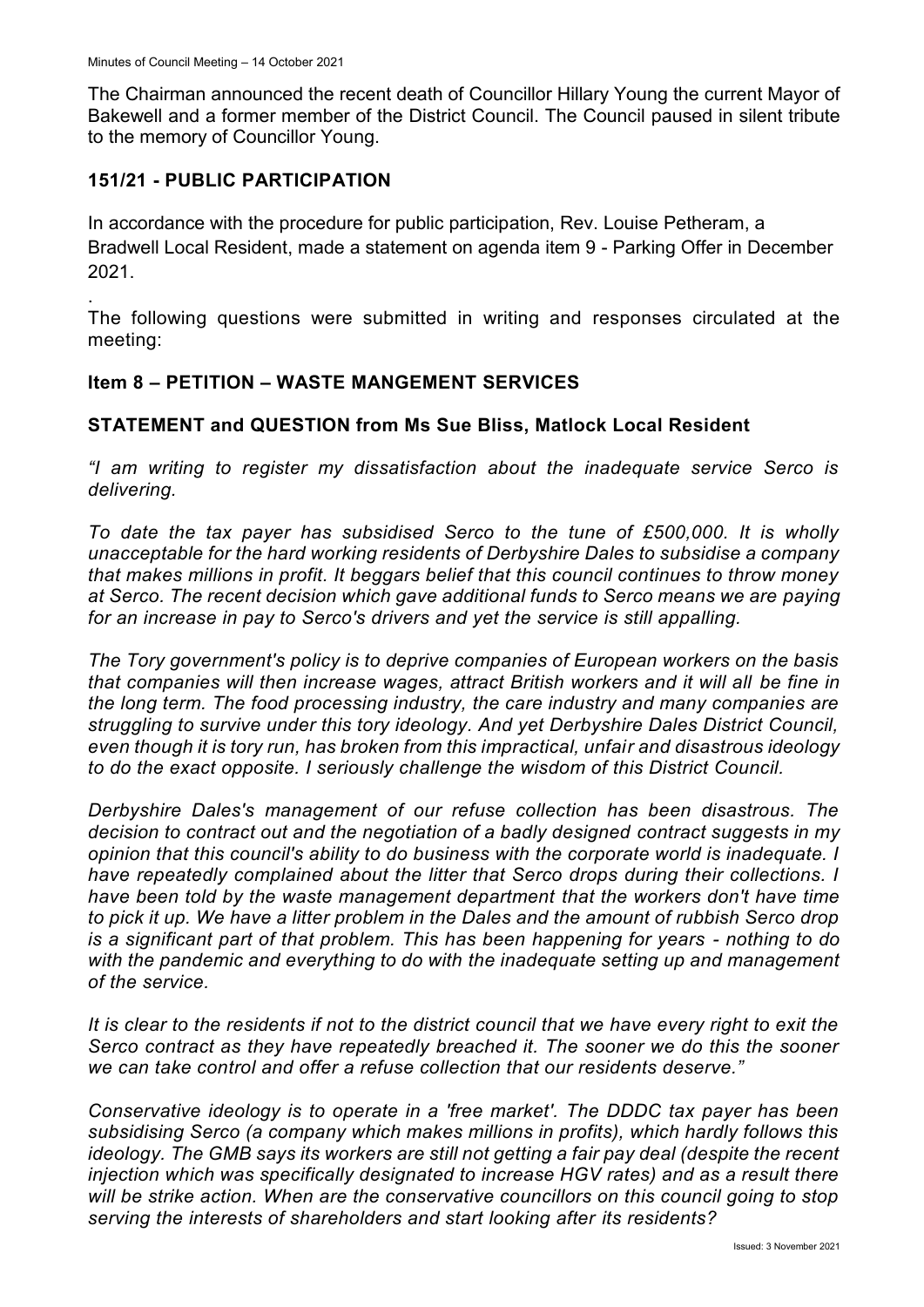The Chairman announced the recent death of Councillor Hillary Young the current Mayor of Bakewell and a former member of the District Council. The Council paused in silent tribute to the memory of Councillor Young.

## 151/21 - PUBLIC PARTICIPATION

In accordance with the procedure for public participation, Rev. Louise Petheram, a Bradwell Local Resident, made a statement on agenda item 9 - Parking Offer in December 2021.

.

The following questions were submitted in writing and responses circulated at the meeting:

### Item 8 – PETITION – WASTE MANGEMENT SERVICES

### STATEMENT and QUESTION from Ms Sue Bliss, Matlock Local Resident

*"I am writing to register my dissatisfaction about the inadequate service Serco is delivering.*

*To date the tax payer has subsidised Serco to the tune of £500,000. It is wholly unacceptable for the hard working residents of Derbyshire Dales to subsidise a company that makes millions in profit. It beggars belief that this council continues to throw money at Serco. The recent decision which gave additional funds to Serco means we are paying for an increase in pay to Serco's drivers and yet the service is still appalling.*

*The Tory government's policy is to deprive companies of European workers on the basis that companies will then increase wages, attract British workers and it will all be fine in the long term. The food processing industry, the care industry and many companies are struggling to survive under this tory ideology. And yet Derbyshire Dales District Council, even though it is tory run, has broken from this impractical, unfair and disastrous ideology to do the exact opposite. I seriously challenge the wisdom of this District Council.*

*Derbyshire Dales's management of our refuse collection has been disastrous. The decision to contract out and the negotiation of a badly designed contract suggests in my opinion that this council's ability to do business with the corporate world is inadequate. I have repeatedly complained about the litter that Serco drops during their collections. I have been told by the waste management department that the workers don't have time to pick it up. We have a litter problem in the Dales and the amount of rubbish Serco drop is a significant part of that problem. This has been happening for years - nothing to do with the pandemic and everything to do with the inadequate setting up and management of the service.*

*It is clear to the residents if not to the district council that we have every right to exit the Serco contract as they have repeatedly breached it. The sooner we do this the sooner we can take control and offer a refuse collection that our residents deserve."*

*Conservative ideology is to operate in a 'free market'. The DDDC tax payer has been subsidising Serco (a company which makes millions in profits), which hardly follows this ideology. The GMB says its workers are still not getting a fair pay deal (despite the recent injection which was specifically designated to increase HGV rates) and as a result there will be strike action. When are the conservative councillors on this council going to stop serving the interests of shareholders and start looking after its residents?*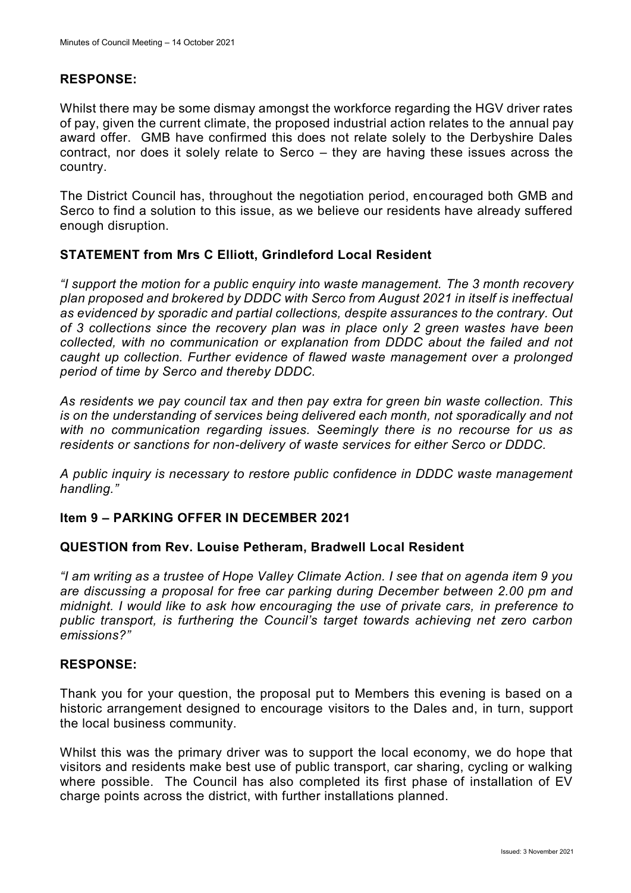**RESPONSE:**

Whilst there may be some dismay amongst the workforce regarding the HGV driver rates of pay, given the current climate, the proposed industrial action relates to the annual pay award offer. GMB have confirmed this does not relate solely to the Derbyshire Dales contract, nor does it solely relate to Serco – they are having these issues across the country.

The District Council has, throughout the negotiation period, encouraged both GMB and Serco to find a solution to this issue, as we believe our residents have already suffered enough disruption.

**STATEMENT from Mrs C Elliott, Grindleford Local Resident**

*"I support the motion for a public enquiry into waste management. The 3 month recovery plan proposed and brokered by DDDC with Serco from August 2021 in itself is ineffectual as evidenced by sporadic and partial collections, despite assurances to the contrary. Out of 3 collections since the recovery plan was in place only 2 green wastes have been collected, with no communication or explanation from DDDC about the failed and not caught up collection. Further evidence of flawed waste management over a prolonged period of time by Serco and thereby DDDC.*

*As residents we pay council tax and then pay extra for green bin waste collection. This is on the understanding of services being delivered each month, not sporadically and not with no communication regarding issues. Seemingly there is no recourse for us as residents or sanctions for non-delivery of waste services for either Serco or DDDC.*

*A public inquiry is necessary to restore public confidence in DDDC waste management handling."*

**Item 9 – PARKING OFFER IN DECEMBER 2021**

**QUESTION from Rev. Louise Petheram, Bradwell Local Resident**

*"I am writing as a trustee of Hope Valley Climate Action. I see that on agenda item 9 you are discussing a proposal for free car parking during December between 2.00 pm and midnight. I would like to ask how encouraging the use of private cars, in preference to public transport, is furthering the Council's target towards achieving net zero carbon emissions?"*

**RESPONSE:**

Thank you for your question, the proposal put to Members this evening is based on a historic arrangement designed to encourage visitors to the Dales and, in turn, support the local business community.

Whilst this was the primary driver was to support the local economy, we do hope that visitors and residents make best use of public transport, car sharing, cycling or walking where possible. The Council has also completed its first phase of installation of EV charge points across the district, with further installations planned.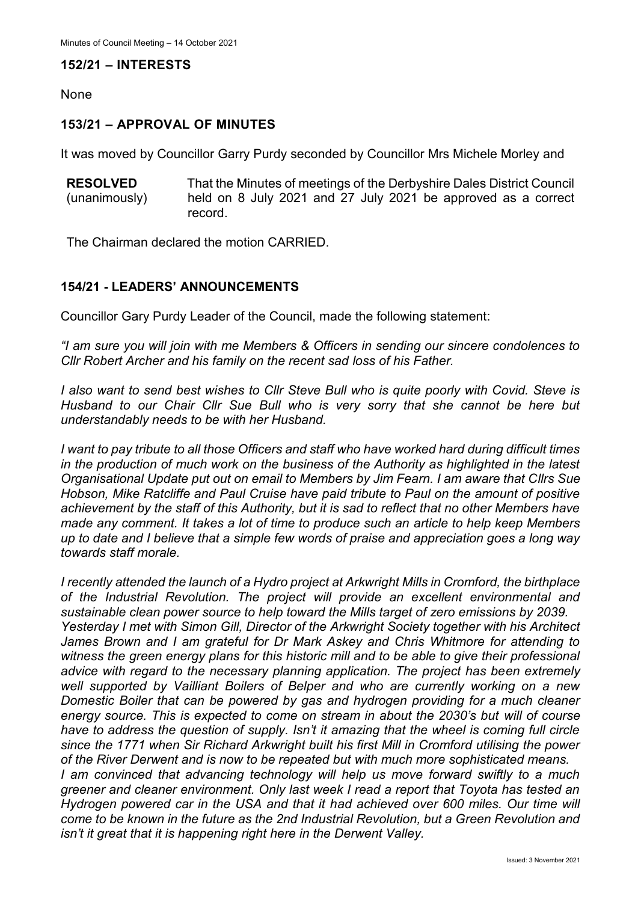## 152/21 – INTERESTS

None

## 153/21 – APPROVAL OF MINUTES

It was moved by Councillor Garry Purdy seconded by Councillor Mrs Michele Morley and

| **RESOLVED** (unanimously) | That the Minutes of meetings of the Derbyshire Dales District Council held on 8 July 2021 and 27 July 2021 be approved as a correct record. |
|---|---|

The Chairman declared the motion CARRIED.

## 154/21 - LEADERS' ANNOUNCEMENTS

Councillor Gary Purdy Leader of the Council, made the following statement:

*"I am sure you will join with me Members & Officers in sending our sincere condolences to Cllr Robert Archer and his family on the recent sad loss of his Father.*

*I also want to send best wishes to Cllr Steve Bull who is quite poorly with Covid. Steve is Husband to our Chair Cllr Sue Bull who is very sorry that she cannot be here but understandably needs to be with her Husband.*

*I want to pay tribute to all those Officers and staff who have worked hard during difficult times in the production of much work on the business of the Authority as highlighted in the latest Organisational Update put out on email to Members by Jim Fearn. I am aware that Cllrs Sue Hobson, Mike Ratcliffe and Paul Cruise have paid tribute to Paul on the amount of positive achievement by the staff of this Authority, but it is sad to reflect that no other Members have made any comment. It takes a lot of time to produce such an article to help keep Members up to date and I believe that a simple few words of praise and appreciation goes a long way towards staff morale.*

*I recently attended the launch of a Hydro project at Arkwright Mills in Cromford, the birthplace of the Industrial Revolution. The project will provide an excellent environmental and sustainable clean power source to help toward the Mills target of zero emissions by 2039. Yesterday I met with Simon Gill, Director of the Arkwright Society together with his Architect James Brown and I am grateful for Dr Mark Askey and Chris Whitmore for attending to witness the green energy plans for this historic mill and to be able to give their professional advice with regard to the necessary planning application. The project has been extremely well supported by Vailliant Boilers of Belper and who are currently working on a new Domestic Boiler that can be powered by gas and hydrogen providing for a much cleaner energy source. This is expected to come on stream in about the 2030's but will of course have to address the question of supply. Isn't it amazing that the wheel is coming full circle since the 1771 when Sir Richard Arkwright built his first Mill in Cromford utilising the power of the River Derwent and is now to be repeated but with much more sophisticated means.*

*I am convinced that advancing technology will help us move forward swiftly to a much greener and cleaner environment. Only last week I read a report that Toyota has tested an Hydrogen powered car in the USA and that it had achieved over 600 miles. Our time will come to be known in the future as the 2nd Industrial Revolution, but a Green Revolution and isn't it great that it is happening right here in the Derwent Valley.*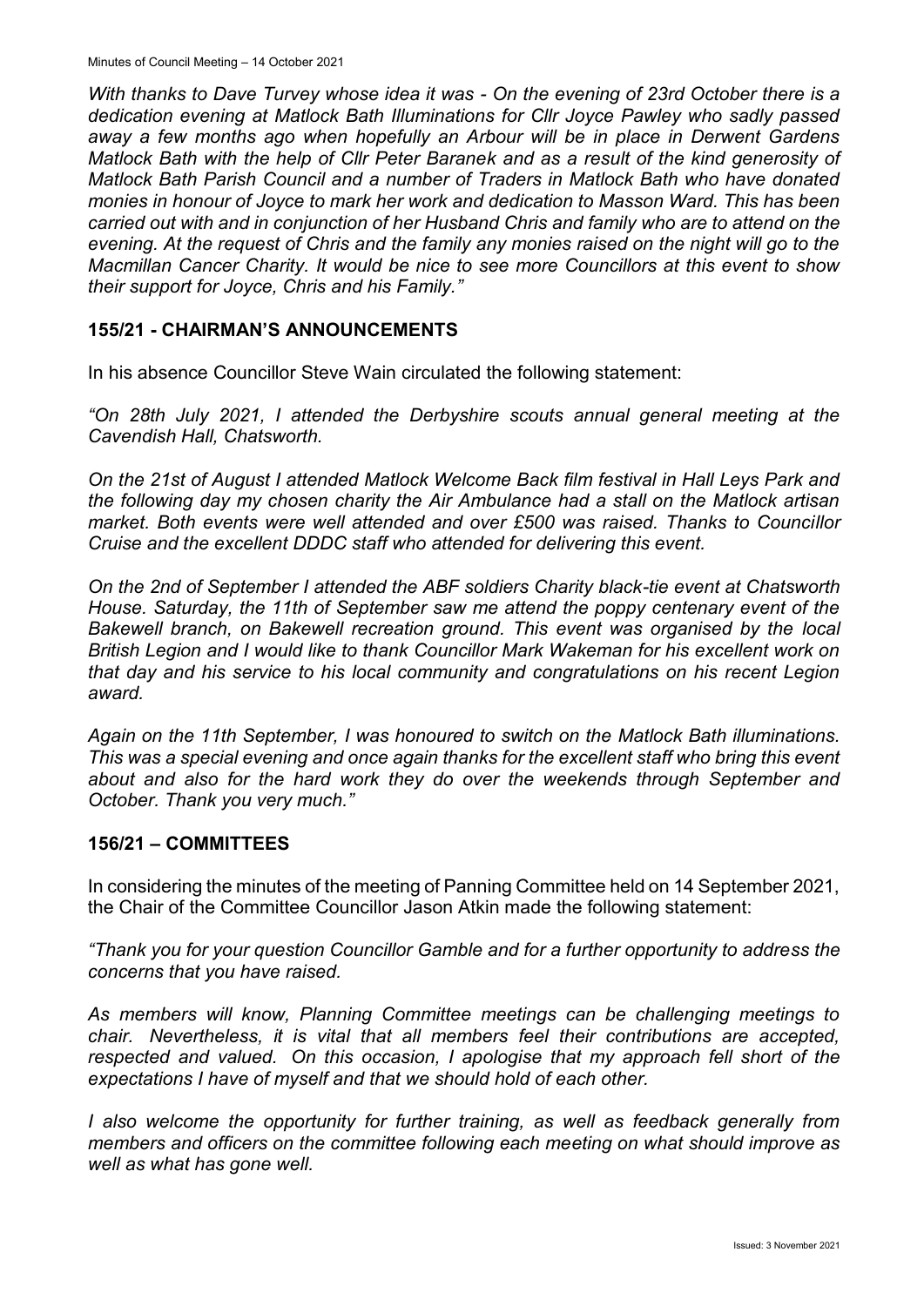*With thanks to Dave Turvey whose idea it was - On the evening of 23rd October there is a dedication evening at Matlock Bath Illuminations for Cllr Joyce Pawley who sadly passed away a few months ago when hopefully an Arbour will be in place in Derwent Gardens Matlock Bath with the help of Cllr Peter Baranek and as a result of the kind generosity of Matlock Bath Parish Council and a number of Traders in Matlock Bath who have donated monies in honour of Joyce to mark her work and dedication to Masson Ward. This has been carried out with and in conjunction of her Husband Chris and family who are to attend on the evening. At the request of Chris and the family any monies raised on the night will go to the Macmillan Cancer Charity. It would be nice to see more Councillors at this event to show their support for Joyce, Chris and his Family."*

## 155/21 - CHAIRMAN'S ANNOUNCEMENTS

In his absence Councillor Steve Wain circulated the following statement:

*"On 28th July 2021, I attended the Derbyshire scouts annual general meeting at the Cavendish Hall, Chatsworth.*

*On the 21st of August I attended Matlock Welcome Back film festival in Hall Leys Park and the following day my chosen charity the Air Ambulance had a stall on the Matlock artisan market. Both events were well attended and over £500 was raised. Thanks to Councillor Cruise and the excellent DDDC staff who attended for delivering this event.*

*On the 2nd of September I attended the ABF soldiers Charity black-tie event at Chatsworth House. Saturday, the 11th of September saw me attend the poppy centenary event of the Bakewell branch, on Bakewell recreation ground. This event was organised by the local British Legion and I would like to thank Councillor Mark Wakeman for his excellent work on that day and his service to his local community and congratulations on his recent Legion award.*

*Again on the 11th September, I was honoured to switch on the Matlock Bath illuminations. This was a special evening and once again thanks for the excellent staff who bring this event about and also for the hard work they do over the weekends through September and October. Thank you very much."*

## 156/21 – COMMITTEES

In considering the minutes of the meeting of Panning Committee held on 14 September 2021, the Chair of the Committee Councillor Jason Atkin made the following statement:

*"Thank you for your question Councillor Gamble and for a further opportunity to address the concerns that you have raised.*

*As members will know, Planning Committee meetings can be challenging meetings to chair. Nevertheless, it is vital that all members feel their contributions are accepted, respected and valued. On this occasion, I apologise that my approach fell short of the expectations I have of myself and that we should hold of each other.*

*I also welcome the opportunity for further training, as well as feedback generally from members and officers on the committee following each meeting on what should improve as well as what has gone well.*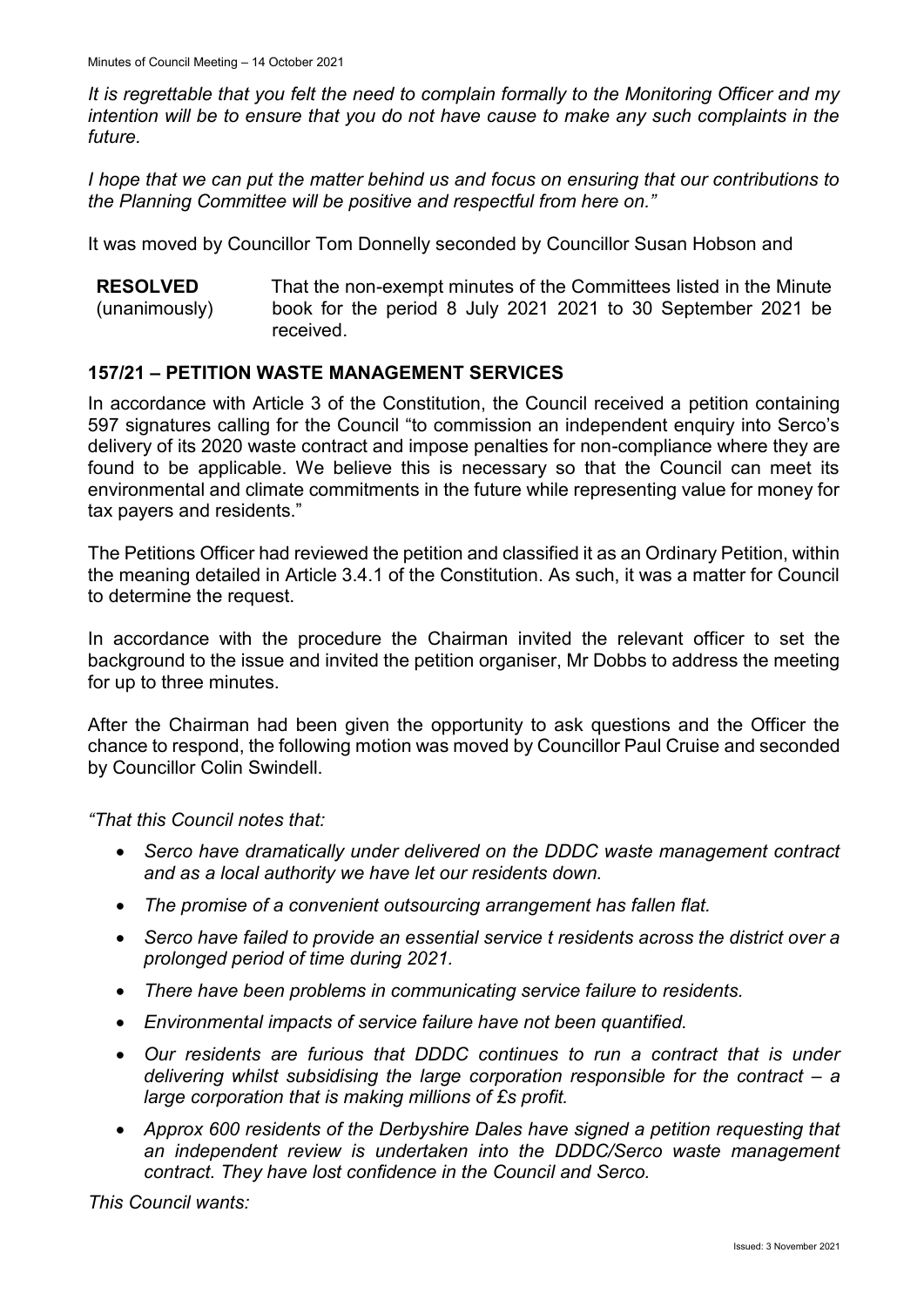*It is regrettable that you felt the need to complain formally to the Monitoring Officer and my intention will be to ensure that you do not have cause to make any such complaints in the future.*

*I hope that we can put the matter behind us and focus on ensuring that our contributions to the Planning Committee will be positive and respectful from here on."*

It was moved by Councillor Tom Donnelly seconded by Councillor Susan Hobson and

| **RESOLVED** (unanimously) | That the non-exempt minutes of the Committees listed in the Minute book for the period 8 July 2021 2021 to 30 September 2021 be received. |
|---|---|

## 157/21 – PETITION WASTE MANAGEMENT SERVICES

In accordance with Article 3 of the Constitution, the Council received a petition containing 597 signatures calling for the Council "to commission an independent enquiry into Serco's delivery of its 2020 waste contract and impose penalties for non-compliance where they are found to be applicable. We believe this is necessary so that the Council can meet its environmental and climate commitments in the future while representing value for money for tax payers and residents."

The Petitions Officer had reviewed the petition and classified it as an Ordinary Petition, within the meaning detailed in Article 3.4.1 of the Constitution. As such, it was a matter for Council to determine the request.

In accordance with the procedure the Chairman invited the relevant officer to set the background to the issue and invited the petition organiser, Mr Dobbs to address the meeting for up to three minutes.

After the Chairman had been given the opportunity to ask questions and the Officer the chance to respond, the following motion was moved by Councillor Paul Cruise and seconded by Councillor Colin Swindell.

*"That this Council notes that:*

- *Serco have dramatically under delivered on the DDDC waste management contract and as a local authority we have let our residents down.*
- *The promise of a convenient outsourcing arrangement has fallen flat.*
- *Serco have failed to provide an essential service t residents across the district over a prolonged period of time during 2021.*
- *There have been problems in communicating service failure to residents.*
- *Environmental impacts of service failure have not been quantified.*
- *Our residents are furious that DDDC continues to run a contract that is under delivering whilst subsidising the large corporation responsible for the contract – a large corporation that is making millions of £s profit.*
- *Approx 600 residents of the Derbyshire Dales have signed a petition requesting that an independent review is undertaken into the DDDC/Serco waste management contract. They have lost confidence in the Council and Serco.*

*This Council wants:*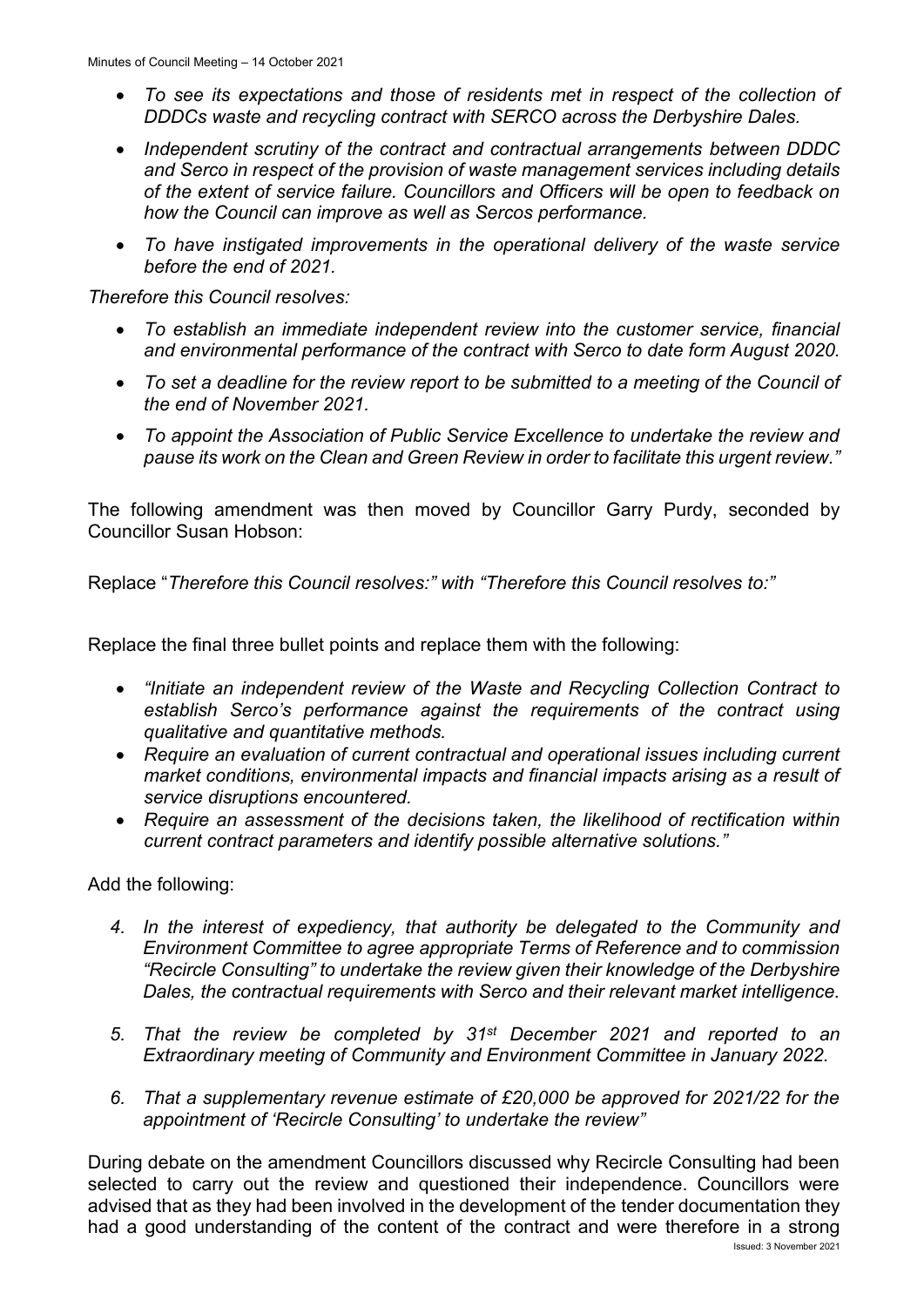- *To see its expectations and those of residents met in respect of the collection of DDDCs waste and recycling contract with SERCO across the Derbyshire Dales.*
- *Independent scrutiny of the contract and contractual arrangements between DDDC and Serco in respect of the provision of waste management services including details of the extent of service failure. Councillors and Officers will be open to feedback on how the Council can improve as well as Sercos performance.*
- *To have instigated improvements in the operational delivery of the waste service before the end of 2021.*

*Therefore this Council resolves:*

- *To establish an immediate independent review into the customer service, financial and environmental performance of the contract with Serco to date form August 2020.*
- *To set a deadline for the review report to be submitted to a meeting of the Council of the end of November 2021.*
- *To appoint the Association of Public Service Excellence to undertake the review and pause its work on the Clean and Green Review in order to facilitate this urgent review."*

The following amendment was then moved by Councillor Garry Purdy, seconded by Councillor Susan Hobson:

Replace "*Therefore this Council resolves:" with "Therefore this Council resolves to:"*

Replace the final three bullet points and replace them with the following:

- *"Initiate an independent review of the Waste and Recycling Collection Contract to establish Serco's performance against the requirements of the contract using qualitative and quantitative methods.*
- *Require an evaluation of current contractual and operational issues including current market conditions, environmental impacts and financial impacts arising as a result of service disruptions encountered.*
- *Require an assessment of the decisions taken, the likelihood of rectification within current contract parameters and identify possible alternative solutions."*

Add the following:

4. *In the interest of expediency, that authority be delegated to the Community and Environment Committee to agree appropriate Terms of Reference and to commission "Recircle Consulting" to undertake the review given their knowledge of the Derbyshire Dales, the contractual requirements with Serco and their relevant market intelligence.*
5. *That the review be completed by 31st December 2021 and reported to an Extraordinary meeting of Community and Environment Committee in January 2022.*
6. *That a supplementary revenue estimate of £20,000 be approved for 2021/22 for the appointment of 'Recircle Consulting' to undertake the review"*

During debate on the amendment Councillors discussed why Recircle Consulting had been selected to carry out the review and questioned their independence. Councillors were advised that as they had been involved in the development of the tender documentation they had a good understanding of the content of the contract and were therefore in a strong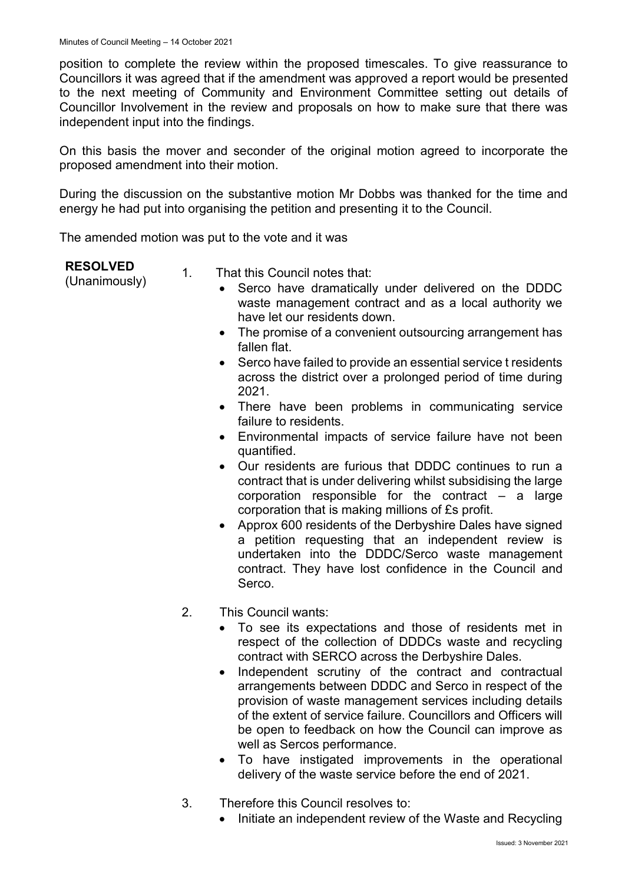position to complete the review within the proposed timescales. To give reassurance to Councillors it was agreed that if the amendment was approved a report would be presented to the next meeting of Community and Environment Committee setting out details of Councillor Involvement in the review and proposals on how to make sure that there was independent input into the findings.

On this basis the mover and seconder of the original motion agreed to incorporate the proposed amendment into their motion.

During the discussion on the substantive motion Mr Dobbs was thanked for the time and energy he had put into organising the petition and presenting it to the Council.

The amended motion was put to the vote and it was

**RESOLVED**
(Unanimously)

1. That this Council notes that:
   - Serco have dramatically under delivered on the DDDC waste management contract and as a local authority we have let our residents down.
   - The promise of a convenient outsourcing arrangement has fallen flat.
   - Serco have failed to provide an essential service t residents across the district over a prolonged period of time during 2021.
   - There have been problems in communicating service failure to residents.
   - Environmental impacts of service failure have not been quantified.
   - Our residents are furious that DDDC continues to run a contract that is under delivering whilst subsidising the large corporation responsible for the contract – a large corporation that is making millions of £s profit.
   - Approx 600 residents of the Derbyshire Dales have signed a petition requesting that an independent review is undertaken into the DDDC/Serco waste management contract. They have lost confidence in the Council and Serco.

2. This Council wants:
   - To see its expectations and those of residents met in respect of the collection of DDDCs waste and recycling contract with SERCO across the Derbyshire Dales.
   - Independent scrutiny of the contract and contractual arrangements between DDDC and Serco in respect of the provision of waste management services including details of the extent of service failure. Councillors and Officers will be open to feedback on how the Council can improve as well as Sercos performance.
   - To have instigated improvements in the operational delivery of the waste service before the end of 2021.

3. Therefore this Council resolves to:
   - Initiate an independent review of the Waste and Recycling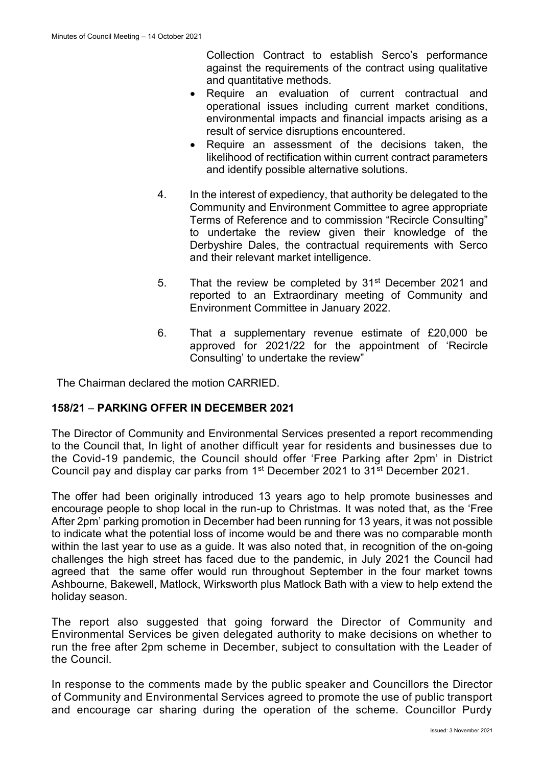Collection Contract to establish Serco's performance against the requirements of the contract using qualitative and quantitative methods.

- Require an evaluation of current contractual and operational issues including current market conditions, environmental impacts and financial impacts arising as a result of service disruptions encountered.
- Require an assessment of the decisions taken, the likelihood of rectification within current contract parameters and identify possible alternative solutions.

4. In the interest of expediency, that authority be delegated to the Community and Environment Committee to agree appropriate Terms of Reference and to commission "Recircle Consulting" to undertake the review given their knowledge of the Derbyshire Dales, the contractual requirements with Serco and their relevant market intelligence.

5. That the review be completed by 31st December 2021 and reported to an Extraordinary meeting of Community and Environment Committee in January 2022.

6. That a supplementary revenue estimate of £20,000 be approved for 2021/22 for the appointment of 'Recircle Consulting' to undertake the review"

The Chairman declared the motion CARRIED.

**158/21 – PARKING OFFER IN DECEMBER 2021**

The Director of Community and Environmental Services presented a report recommending to the Council that, In light of another difficult year for residents and businesses due to the Covid-19 pandemic, the Council should offer 'Free Parking after 2pm' in District Council pay and display car parks from 1st December 2021 to 31st December 2021.

The offer had been originally introduced 13 years ago to help promote businesses and encourage people to shop local in the run-up to Christmas. It was noted that, as the 'Free After 2pm' parking promotion in December had been running for 13 years, it was not possible to indicate what the potential loss of income would be and there was no comparable month within the last year to use as a guide. It was also noted that, in recognition of the on-going challenges the high street has faced due to the pandemic, in July 2021 the Council had agreed that the same offer would run throughout September in the four market towns Ashbourne, Bakewell, Matlock, Wirksworth plus Matlock Bath with a view to help extend the holiday season.

The report also suggested that going forward the Director of Community and Environmental Services be given delegated authority to make decisions on whether to run the free after 2pm scheme in December, subject to consultation with the Leader of the Council.

In response to the comments made by the public speaker and Councillors the Director of Community and Environmental Services agreed to promote the use of public transport and encourage car sharing during the operation of the scheme. Councillor Purdy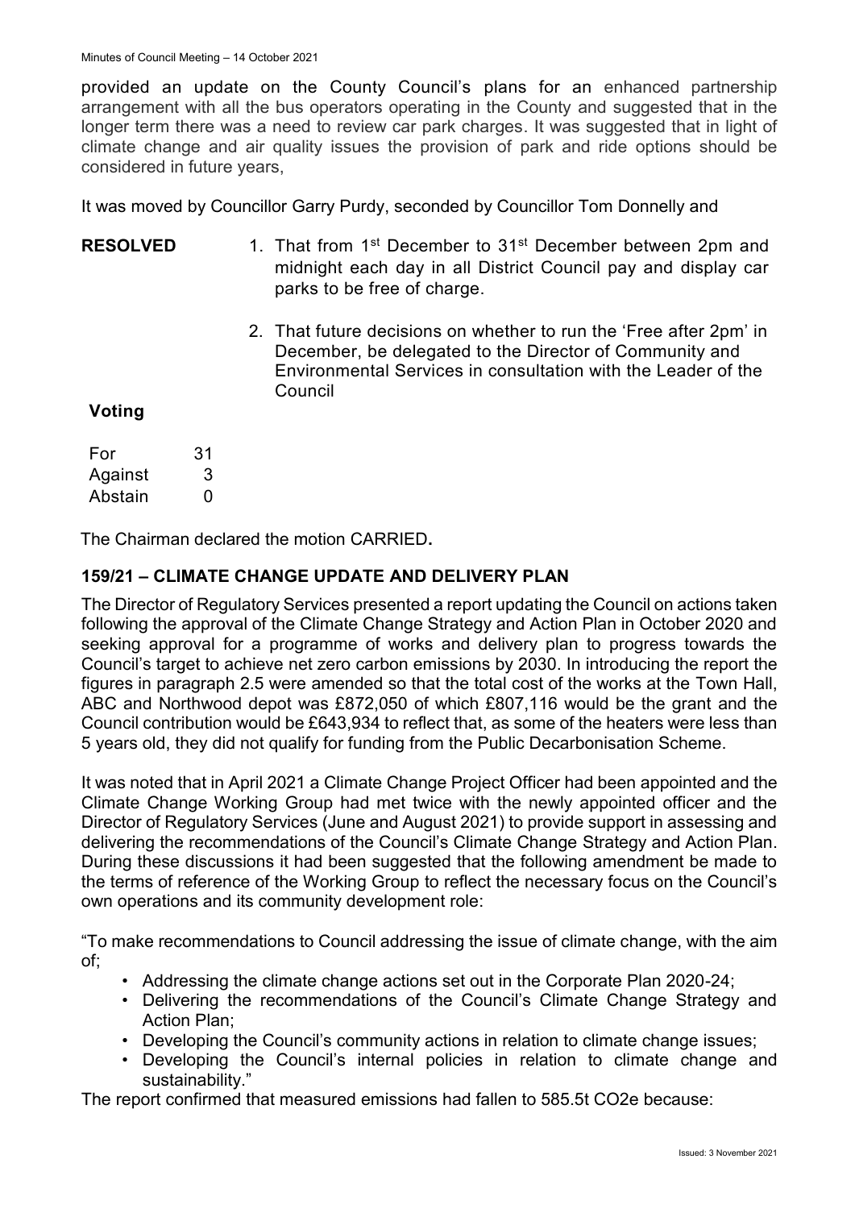provided an update on the County Council's plans for an enhanced partnership arrangement with all the bus operators operating in the County and suggested that in the longer term there was a need to review car park charges. It was suggested that in light of climate change and air quality issues the provision of park and ride options should be considered in future years,

It was moved by Councillor Garry Purdy, seconded by Councillor Tom Donnelly and

**RESOLVED**

1. That from 1st December to 31st December between 2pm and midnight each day in all District Council pay and display car parks to be free of charge.
2. That future decisions on whether to run the 'Free after 2pm' in December, be delegated to the Director of Community and Environmental Services in consultation with the Leader of the Council

**Voting**

| | |
|---|---|
| For | 31 |
| Against | 3 |
| Abstain | 0 |

The Chairman declared the motion **CARRIED.**

## 159/21 – CLIMATE CHANGE UPDATE AND DELIVERY PLAN

The Director of Regulatory Services presented a report updating the Council on actions taken following the approval of the Climate Change Strategy and Action Plan in October 2020 and seeking approval for a programme of works and delivery plan to progress towards the Council's target to achieve net zero carbon emissions by 2030. In introducing the report the figures in paragraph 2.5 were amended so that the total cost of the works at the Town Hall, ABC and Northwood depot was £872,050 of which £807,116 would be the grant and the Council contribution would be £643,934 to reflect that, as some of the heaters were less than 5 years old, they did not qualify for funding from the Public Decarbonisation Scheme.

It was noted that in April 2021 a Climate Change Project Officer had been appointed and the Climate Change Working Group had met twice with the newly appointed officer and the Director of Regulatory Services (June and August 2021) to provide support in assessing and delivering the recommendations of the Council's Climate Change Strategy and Action Plan. During these discussions it had been suggested that the following amendment be made to the terms of reference of the Working Group to reflect the necessary focus on the Council's own operations and its community development role:

"To make recommendations to Council addressing the issue of climate change, with the aim of;

- Addressing the climate change actions set out in the Corporate Plan 2020-24;
- Delivering the recommendations of the Council's Climate Change Strategy and Action Plan;
- Developing the Council's community actions in relation to climate change issues;
- Developing the Council's internal policies in relation to climate change and sustainability."

The report confirmed that measured emissions had fallen to 585.5t $CO_2e$ because: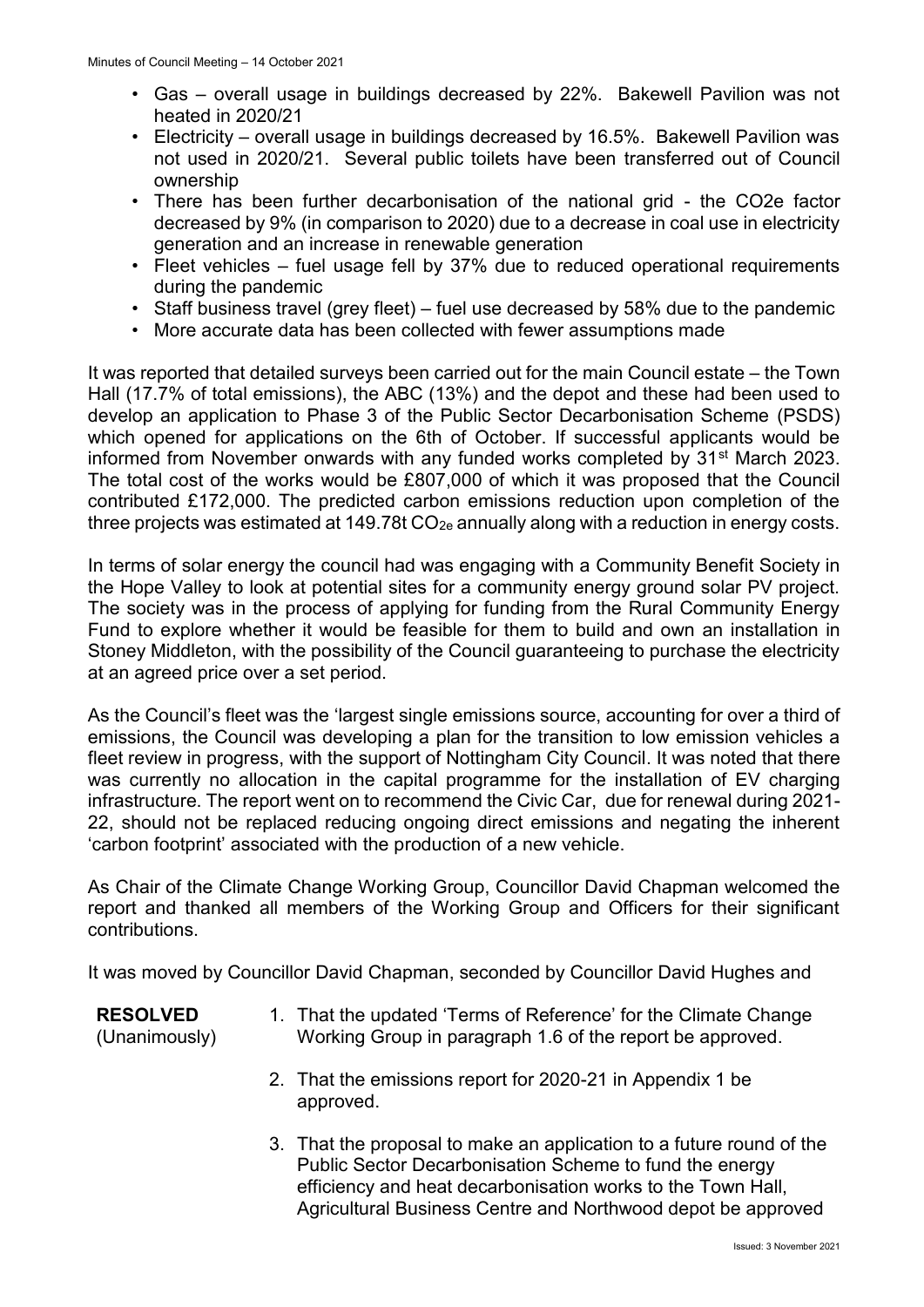- Gas – overall usage in buildings decreased by 22%. Bakewell Pavilion was not heated in 2020/21
- Electricity – overall usage in buildings decreased by 16.5%. Bakewell Pavilion was not used in 2020/21. Several public toilets have been transferred out of Council ownership
- There has been further decarbonisation of the national grid - the CO2e factor decreased by 9% (in comparison to 2020) due to a decrease in coal use in electricity generation and an increase in renewable generation
- Fleet vehicles – fuel usage fell by 37% due to reduced operational requirements during the pandemic
- Staff business travel (grey fleet) – fuel use decreased by 58% due to the pandemic
- More accurate data has been collected with fewer assumptions made

It was reported that detailed surveys been carried out for the main Council estate – the Town Hall (17.7% of total emissions), the ABC (13%) and the depot and these had been used to develop an application to Phase 3 of the Public Sector Decarbonisation Scheme (PSDS) which opened for applications on the 6th of October. If successful applicants would be informed from November onwards with any funded works completed by 31st March 2023. The total cost of the works would be £807,000 of which it was proposed that the Council contributed £172,000. The predicted carbon emissions reduction upon completion of the three projects was estimated at 149.78t $CO_{2e}$ annually along with a reduction in energy costs.

In terms of solar energy the council had was engaging with a Community Benefit Society in the Hope Valley to look at potential sites for a community energy ground solar PV project. The society was in the process of applying for funding from the Rural Community Energy Fund to explore whether it would be feasible for them to build and own an installation in Stoney Middleton, with the possibility of the Council guaranteeing to purchase the electricity at an agreed price over a set period.

As the Council's fleet was the 'largest single emissions source, accounting for over a third of emissions, the Council was developing a plan for the transition to low emission vehicles a fleet review in progress, with the support of Nottingham City Council. It was noted that there was currently no allocation in the capital programme for the installation of EV charging infrastructure. The report went on to recommend the Civic Car, due for renewal during 2021-22, should not be replaced reducing ongoing direct emissions and negating the inherent 'carbon footprint' associated with the production of a new vehicle.

As Chair of the Climate Change Working Group, Councillor David Chapman welcomed the report and thanked all members of the Working Group and Officers for their significant contributions.

It was moved by Councillor David Chapman, seconded by Councillor David Hughes and

**RESOLVED** (Unanimously)

1. That the updated 'Terms of Reference' for the Climate Change Working Group in paragraph 1.6 of the report be approved.
2. That the emissions report for 2020-21 in Appendix 1 be approved.
3. That the proposal to make an application to a future round of the Public Sector Decarbonisation Scheme to fund the energy efficiency and heat decarbonisation works to the Town Hall, Agricultural Business Centre and Northwood depot be approved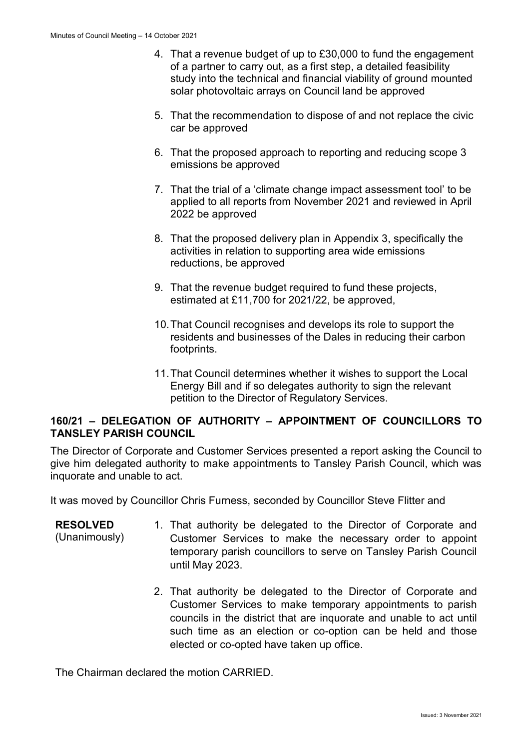4. That a revenue budget of up to £30,000 to fund the engagement of a partner to carry out, as a first step, a detailed feasibility study into the technical and financial viability of ground mounted solar photovoltaic arrays on Council land be approved

5. That the recommendation to dispose of and not replace the civic car be approved

6. That the proposed approach to reporting and reducing scope 3 emissions be approved

7. That the trial of a 'climate change impact assessment tool' to be applied to all reports from November 2021 and reviewed in April 2022 be approved

8. That the proposed delivery plan in Appendix 3, specifically the activities in relation to supporting area wide emissions reductions, be approved

9. That the revenue budget required to fund these projects, estimated at £11,700 for 2021/22, be approved,

10. That Council recognises and develops its role to support the residents and businesses of the Dales in reducing their carbon footprints.

11. That Council determines whether it wishes to support the Local Energy Bill and if so delegates authority to sign the relevant petition to the Director of Regulatory Services.

## 160/21 – DELEGATION OF AUTHORITY – APPOINTMENT OF COUNCILLORS TO TANSLEY PARISH COUNCIL

The Director of Corporate and Customer Services presented a report asking the Council to give him delegated authority to make appointments to Tansley Parish Council, which was inquorate and unable to act.

It was moved by Councillor Chris Furness, seconded by Councillor Steve Flitter and

**RESOLVED** (Unanimously)

1. That authority be delegated to the Director of Corporate and Customer Services to make the necessary order to appoint temporary parish councillors to serve on Tansley Parish Council until May 2023.

2. That authority be delegated to the Director of Corporate and Customer Services to make temporary appointments to parish councils in the district that are inquorate and unable to act until such time as an election or co-option can be held and those elected or co-opted have taken up office.

The Chairman declared the motion CARRIED.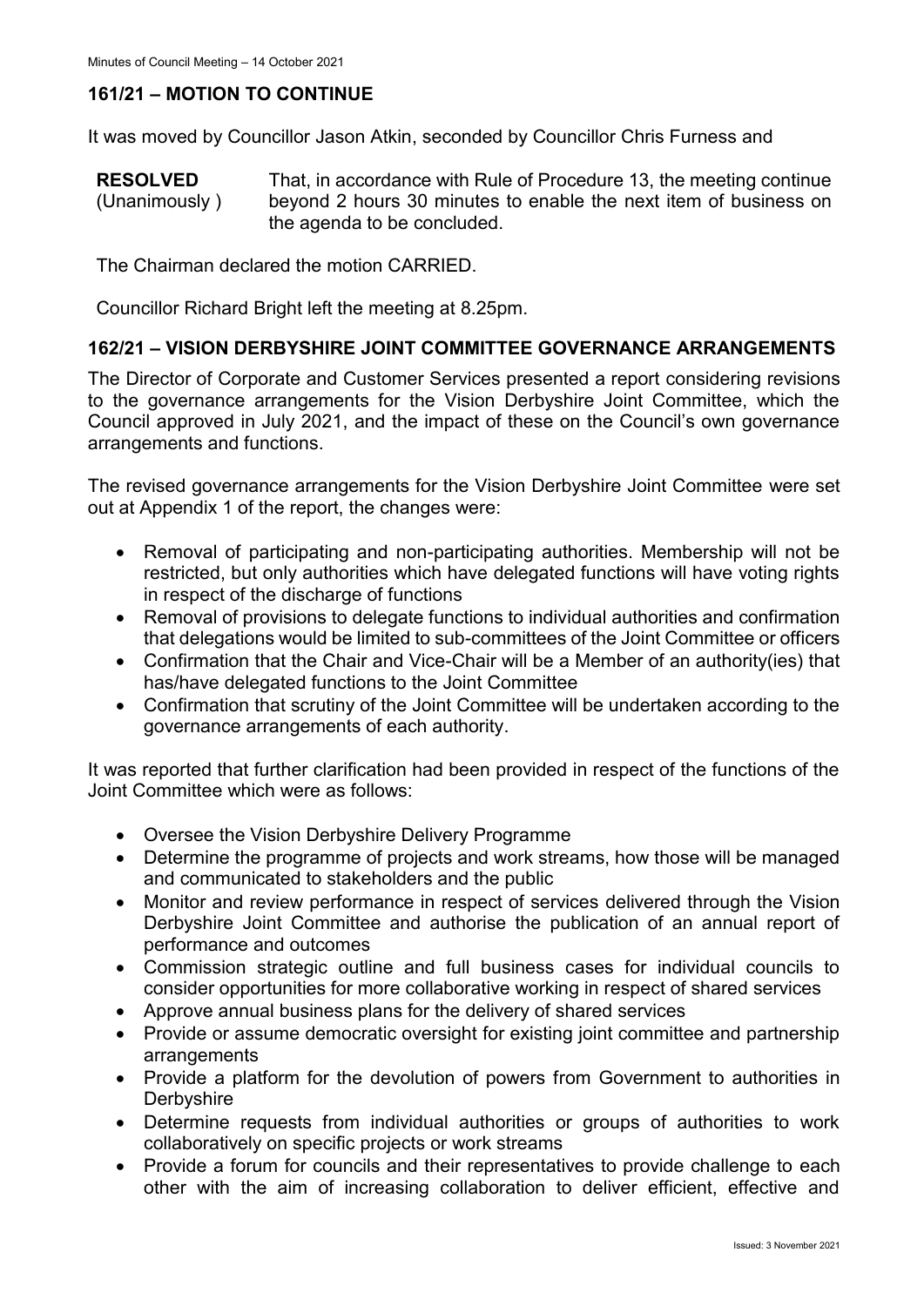## 161/21 – MOTION TO CONTINUE

It was moved by Councillor Jason Atkin, seconded by Councillor Chris Furness and

| | |
|---|---|
| **RESOLVED** (Unanimously ) | That, in accordance with Rule of Procedure 13, the meeting continue beyond 2 hours 30 minutes to enable the next item of business on the agenda to be concluded. |

The Chairman declared the motion CARRIED.

Councillor Richard Bright left the meeting at 8.25pm.

## 162/21 – VISION DERBYSHIRE JOINT COMMITTEE GOVERNANCE ARRANGEMENTS

The Director of Corporate and Customer Services presented a report considering revisions to the governance arrangements for the Vision Derbyshire Joint Committee, which the Council approved in July 2021, and the impact of these on the Council's own governance arrangements and functions.

The revised governance arrangements for the Vision Derbyshire Joint Committee were set out at Appendix 1 of the report, the changes were:

- Removal of participating and non-participating authorities. Membership will not be restricted, but only authorities which have delegated functions will have voting rights in respect of the discharge of functions
- Removal of provisions to delegate functions to individual authorities and confirmation that delegations would be limited to sub-committees of the Joint Committee or officers
- Confirmation that the Chair and Vice-Chair will be a Member of an authority(ies) that has/have delegated functions to the Joint Committee
- Confirmation that scrutiny of the Joint Committee will be undertaken according to the governance arrangements of each authority.

It was reported that further clarification had been provided in respect of the functions of the Joint Committee which were as follows:

- Oversee the Vision Derbyshire Delivery Programme
- Determine the programme of projects and work streams, how those will be managed and communicated to stakeholders and the public
- Monitor and review performance in respect of services delivered through the Vision Derbyshire Joint Committee and authorise the publication of an annual report of performance and outcomes
- Commission strategic outline and full business cases for individual councils to consider opportunities for more collaborative working in respect of shared services
- Approve annual business plans for the delivery of shared services
- Provide or assume democratic oversight for existing joint committee and partnership arrangements
- Provide a platform for the devolution of powers from Government to authorities in Derbyshire
- Determine requests from individual authorities or groups of authorities to work collaboratively on specific projects or work streams
- Provide a forum for councils and their representatives to provide challenge to each other with the aim of increasing collaboration to deliver efficient, effective and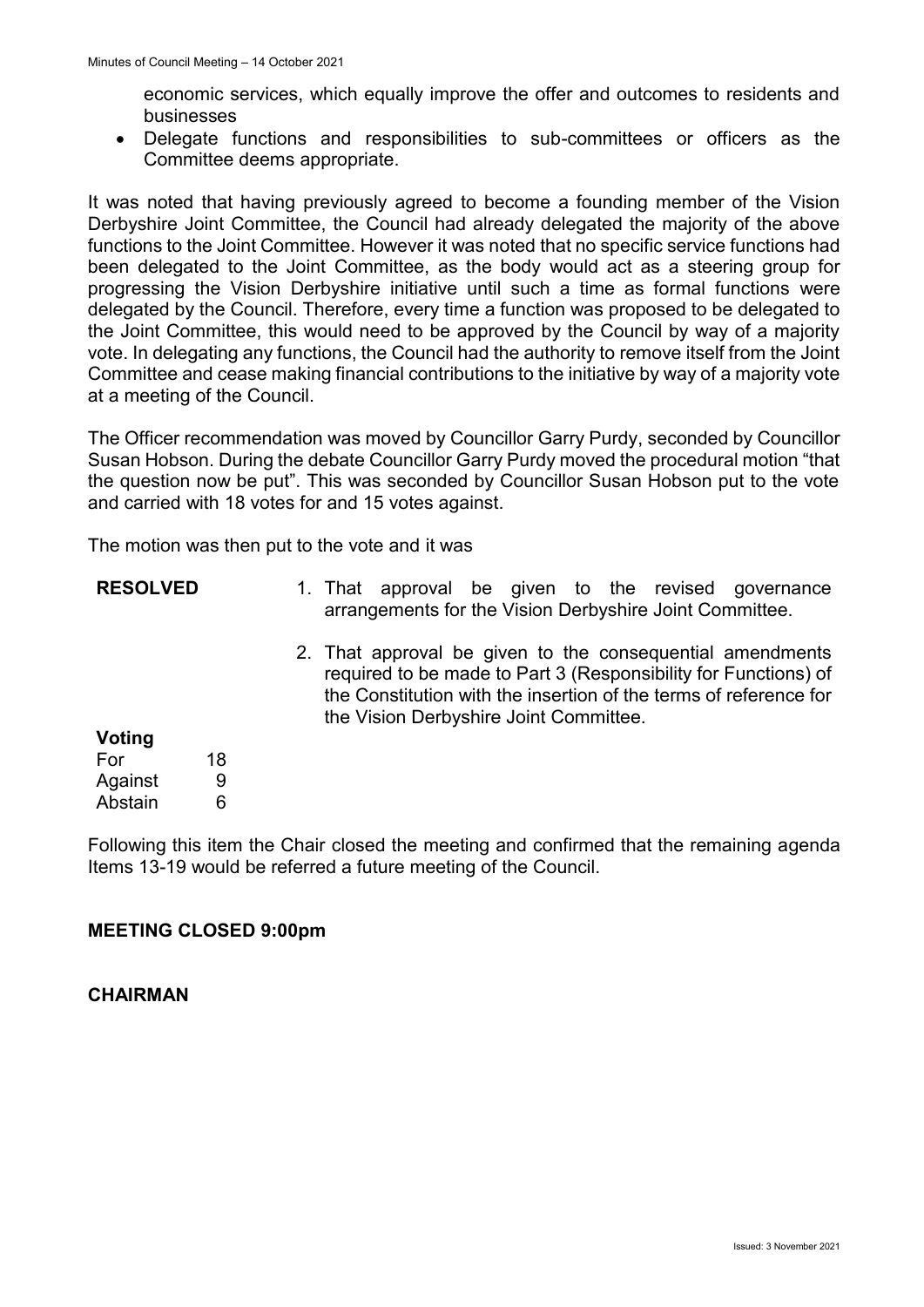economic services, which equally improve the offer and outcomes to residents and businesses

- Delegate functions and responsibilities to sub-committees or officers as the Committee deems appropriate.

It was noted that having previously agreed to become a founding member of the Vision Derbyshire Joint Committee, the Council had already delegated the majority of the above functions to the Joint Committee. However it was noted that no specific service functions had been delegated to the Joint Committee, as the body would act as a steering group for progressing the Vision Derbyshire initiative until such a time as formal functions were delegated by the Council. Therefore, every time a function was proposed to be delegated to the Joint Committee, this would need to be approved by the Council by way of a majority vote. In delegating any functions, the Council had the authority to remove itself from the Joint Committee and cease making financial contributions to the initiative by way of a majority vote at a meeting of the Council.

The Officer recommendation was moved by Councillor Garry Purdy, seconded by Councillor Susan Hobson. During the debate Councillor Garry Purdy moved the procedural motion "that the question now be put". This was seconded by Councillor Susan Hobson put to the vote and carried with 18 votes for and 15 votes against.

The motion was then put to the vote and it was

**RESOLVED**

1. That approval be given to the revised governance arrangements for the Vision Derbyshire Joint Committee.
2. That approval be given to the consequential amendments required to be made to Part 3 (Responsibility for Functions) of the Constitution with the insertion of the terms of reference for the Vision Derbyshire Joint Committee.

**Voting**

| | |
|---|---|
| For | 18 |
| Against | 9 |
| Abstain | 6 |

Following this item the Chair closed the meeting and confirmed that the remaining agenda Items 13-19 would be referred a future meeting of the Council.

**MEETING CLOSED 9:00pm**

**CHAIRMAN**